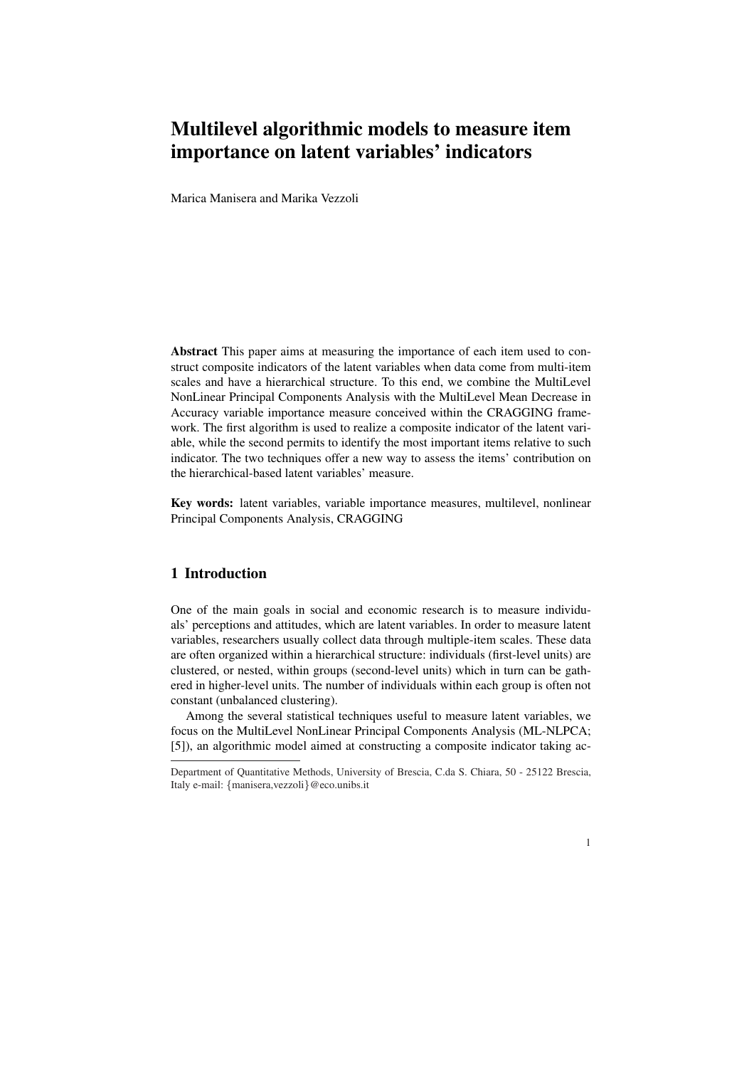# Multilevel algorithmic models to measure item importance on latent variables' indicators

Marica Manisera and Marika Vezzoli

**Abstract** This paper aims at measuring the importance of each item used to construct composite indicators of the latent variables when data come from multi-item scales and have a hierarchical structure. To this end, we combine the MultiLevel NonLinear Principal Components Analysis with the MultiLevel Mean Decrease in Accuracy variable importance measure conceived within the CRAGGING framework. The first algorithm is used to realize a composite indicator of the latent variable, while the second permits to identify the most important items relative to such indicator. The two techniques offer a new way to assess the items' contribution on the hierarchical-based latent variables' measure.

**Key words:** latent variables, variable importance measures, multilevel, nonlinear Principal Components Analysis, CRAGGING

## 1 Introduction

One of the main goals in social and economic research is to measure individuals' perceptions and attitudes, which are latent variables. In order to measure latent variables, researchers usually collect data through multiple-item scales. These data are often organized within a hierarchical structure: individuals (first-level units) are clustered, or nested, within groups (second-level units) which in turn can be gathered in higher-level units. The number of individuals within each group is often not constant (unbalanced clustering).

Among the several statistical techniques useful to measure latent variables, we focus on the MultiLevel NonLinear Principal Components Analysis (ML-NLPCA; [5]), an algorithmic model aimed at constructing a composite indicator taking ac-

Department of Quantitative Methods, University of Brescia, C.da S. Chiara, 50 - 25122 Brescia, Italy e-mail: {manisera,vezzoli}@eco.unibs.it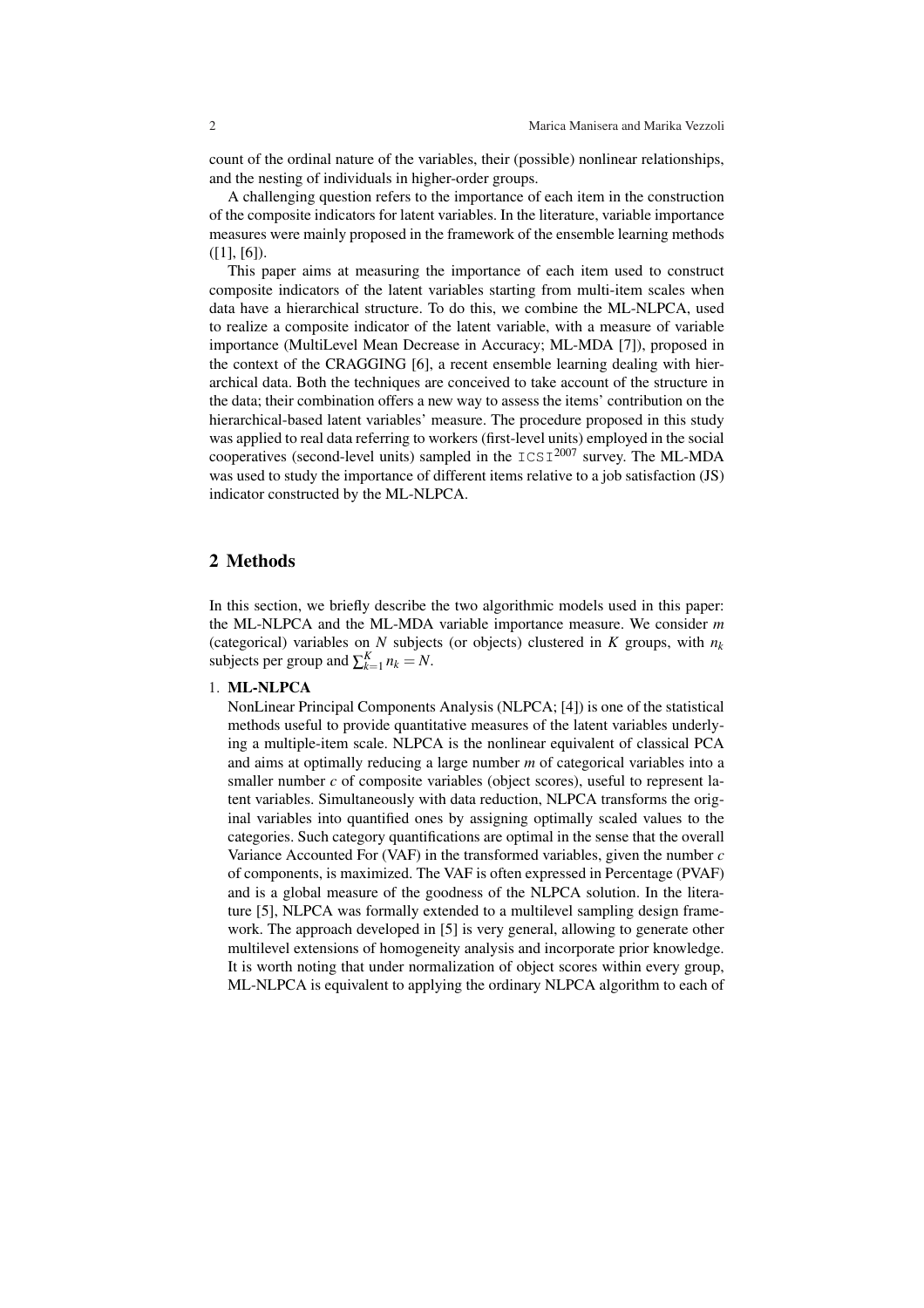count of the ordinal nature of the variables, their (possible) nonlinear relationships, and the nesting of individuals in higher-order groups.

A challenging question refers to the importance of each item in the construction of the composite indicators for latent variables. In the literature, variable importance measures were mainly proposed in the framework of the ensemble learning methods ([1], [6]).

This paper aims at measuring the importance of each item used to construct composite indicators of the latent variables starting from multi-item scales when data have a hierarchical structure. To do this, we combine the ML-NLPCA, used to realize a composite indicator of the latent variable, with a measure of variable importance (MultiLevel Mean Decrease in Accuracy; ML-MDA [7]), proposed in the context of the CRAGGING [6], a recent ensemble learning dealing with hierarchical data. Both the techniques are conceived to take account of the structure in the data; their combination offers a new way to assess the items' contribution on the hierarchical-based latent variables' measure. The procedure proposed in this study was applied to real data referring to workers (first-level units) employed in the social cooperatives (second-level units) sampled in the ICSI$^{2007}$ survey. The ML-MDA was used to study the importance of different items relative to a job satisfaction (JS) indicator constructed by the ML-NLPCA.

## 2 Methods

In this section, we briefly describe the two algorithmic models used in this paper: the ML-NLPCA and the ML-MDA variable importance measure. We consider $m$ (categorical) variables on $N$ subjects (or objects) clustered in $K$ groups, with $n_k$ subjects per group and $\sum_{k=1}^{K} n_k = N$.

1. **ML-NLPCA**
   NonLinear Principal Components Analysis (NLPCA; [4]) is one of the statistical methods useful to provide quantitative measures of the latent variables underlying a multiple-item scale. NLPCA is the nonlinear equivalent of classical PCA and aims at optimally reducing a large number $m$ of categorical variables into a smaller number $c$ of composite variables (object scores), useful to represent latent variables. Simultaneously with data reduction, NLPCA transforms the original variables into quantified ones by assigning optimally scaled values to the categories. Such category quantifications are optimal in the sense that the overall Variance Accounted For (VAF) in the transformed variables, given the number $c$ of components, is maximized. The VAF is often expressed in Percentage (PVAF) and is a global measure of the goodness of the NLPCA solution. In the literature [5], NLPCA was formally extended to a multilevel sampling design framework. The approach developed in [5] is very general, allowing to generate other multilevel extensions of homogeneity analysis and incorporate prior knowledge. It is worth noting that under normalization of object scores within every group, ML-NLPCA is equivalent to applying the ordinary NLPCA algorithm to each of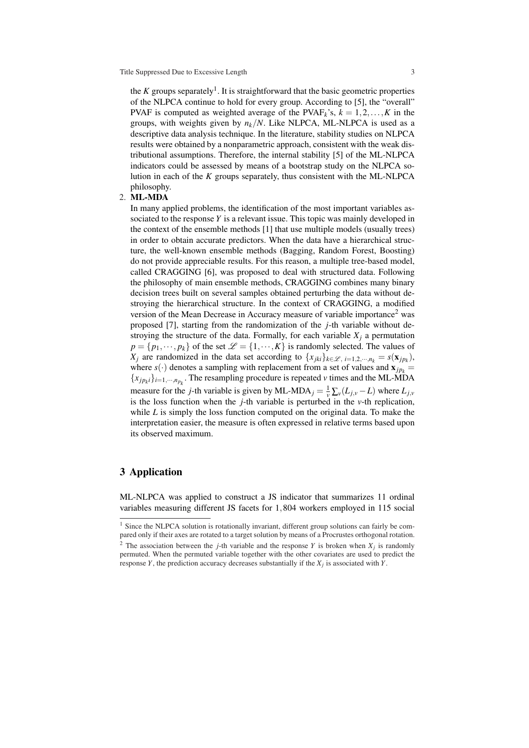the $K$ groups separately[1]. It is straightforward that the basic geometric properties of the NLPCA continue to hold for every group. According to [5], the "overall" PVAF is computed as weighted average of the $\text{PVAF}_k$'s, $k = 1, 2, \ldots, K$ in the groups, with weights given by $n_k/N$. Like NLPCA, ML-NLPCA is used as a descriptive data analysis technique. In the literature, stability studies on NLPCA results were obtained by a nonparametric approach, consistent with the weak distributional assumptions. Therefore, the internal stability [5] of the ML-NLPCA indicators could be assessed by means of a bootstrap study on the NLPCA solution in each of the $K$ groups separately, thus consistent with the ML-NLPCA philosophy.

2. **ML-MDA**
   In many applied problems, the identification of the most important variables associated to the response $Y$ is a relevant issue. This topic was mainly developed in the context of the ensemble methods [1] that use multiple models (usually trees) in order to obtain accurate predictors. When the data have a hierarchical structure, the well-known ensemble methods (Bagging, Random Forest, Boosting) do not provide appreciable results. For this reason, a multiple tree-based model, called CRAGGING [6], was proposed to deal with structured data. Following the philosophy of main ensemble methods, CRAGGING combines many binary decision trees built on several samples obtained perturbing the data without destroying the hierarchical structure. In the context of CRAGGING, a modified version of the Mean Decrease in Accuracy measure of variable importance[2] was proposed [7], starting from the randomization of the $j$-th variable without destroying the structure of the data. Formally, for each variable $X_j$ a permutation $p = \{p_1, \cdots, p_k\}$ of the set $\mathscr{L} = \{1, \cdots, K\}$ is randomly selected. The values of $X_j$ are randomized in the data set according to $\{x_{jki}\}_{k \in \mathscr{L},\, i=1,2,\cdots,n_k} = s(\mathbf{x}_{jp_k})$, where $s(\cdot)$ denotes a sampling with replacement from a set of values and $\mathbf{x}_{jp_k} = \{x_{jp_k i}\}_{i=1,\cdots,n_{p_k}}$. The resampling procedure is repeated $v$ times and the ML-MDA measure for the $j$-th variable is given by $\text{ML-MDA}_j = \frac{1}{v} \sum_v (L_{j,v} - L)$ where $L_{j,v}$ is the loss function when the $j$-th variable is perturbed in the $v$-th replication, while $L$ is simply the loss function computed on the original data. To make the interpretation easier, the measure is often expressed in relative terms based upon its observed maximum.

## 3 Application

ML-NLPCA was applied to construct a JS indicator that summarizes 11 ordinal variables measuring different JS facets for $1,804$ workers employed in 115 social

---

[1] Since the NLPCA solution is rotationally invariant, different group solutions can fairly be compared only if their axes are rotated to a target solution by means of a Procrustes orthogonal rotation.

[2] The association between the $j$-th variable and the response $Y$ is broken when $X_j$ is randomly permuted. When the permuted variable together with the other covariates are used to predict the response $Y$, the prediction accuracy decreases substantially if the $X_j$ is associated with $Y$.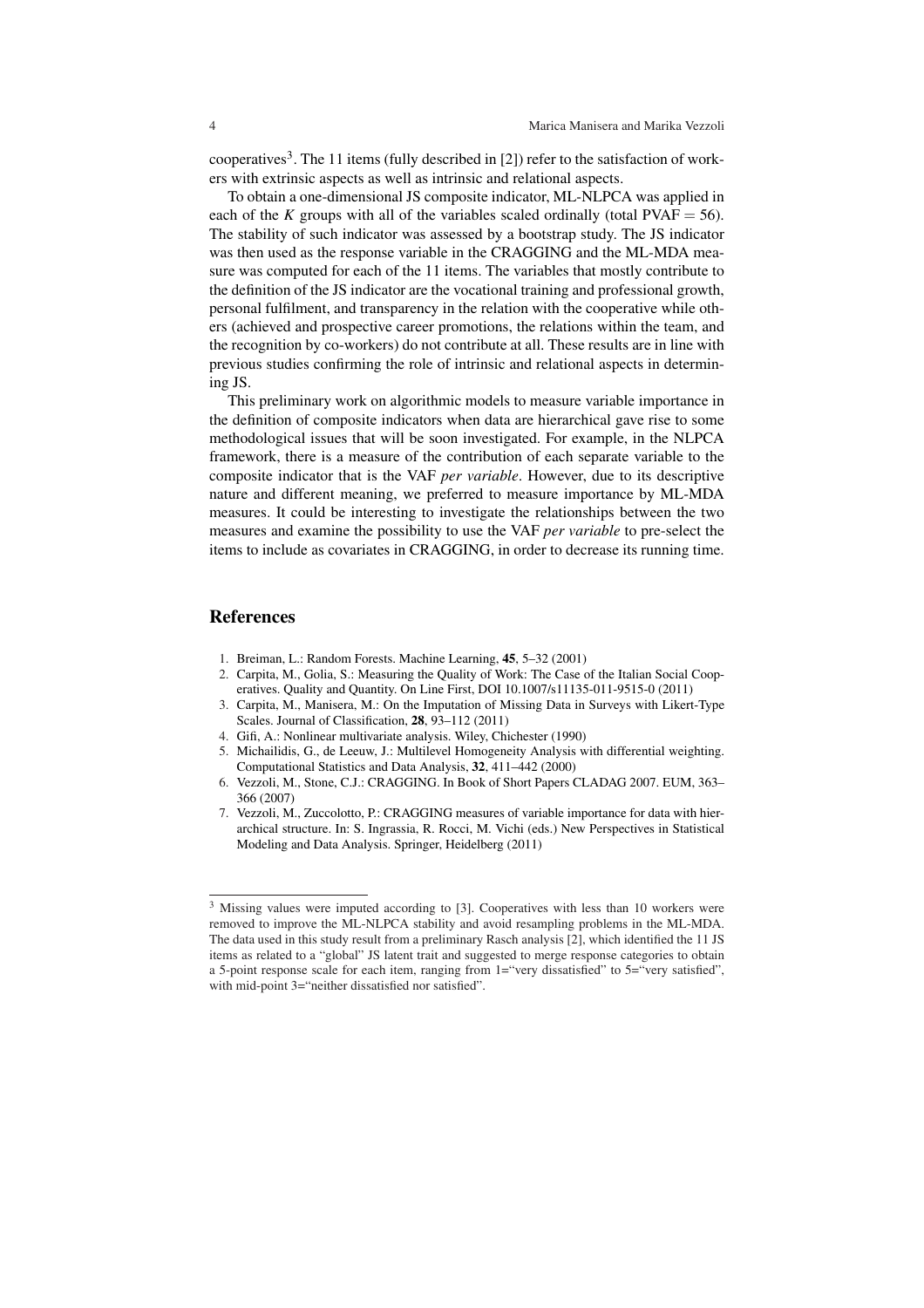cooperatives[3]. The 11 items (fully described in [2]) refer to the satisfaction of workers with extrinsic aspects as well as intrinsic and relational aspects.

To obtain a one-dimensional JS composite indicator, ML-NLPCA was applied in each of the $K$ groups with all of the variables scaled ordinally (total PVAF = 56). The stability of such indicator was assessed by a bootstrap study. The JS indicator was then used as the response variable in the CRAGGING and the ML-MDA measure was computed for each of the 11 items. The variables that mostly contribute to the definition of the JS indicator are the vocational training and professional growth, personal fulfilment, and transparency in the relation with the cooperative while others (achieved and prospective career promotions, the relations within the team, and the recognition by co-workers) do not contribute at all. These results are in line with previous studies confirming the role of intrinsic and relational aspects in determining JS.

This preliminary work on algorithmic models to measure variable importance in the definition of composite indicators when data are hierarchical gave rise to some methodological issues that will be soon investigated. For example, in the NLPCA framework, there is a measure of the contribution of each separate variable to the composite indicator that is the VAF *per variable*. However, due to its descriptive nature and different meaning, we preferred to measure importance by ML-MDA measures. It could be interesting to investigate the relationships between the two measures and examine the possibility to use the VAF *per variable* to pre-select the items to include as covariates in CRAGGING, in order to decrease its running time.

## References

1. Breiman, L.: Random Forests. Machine Learning, **45**, 5–32 (2001)
2. Carpita, M., Golia, S.: Measuring the Quality of Work: The Case of the Italian Social Cooperatives. Quality and Quantity. On Line First, DOI 10.1007/s11135-011-9515-0 (2011)
3. Carpita, M., Manisera, M.: On the Imputation of Missing Data in Surveys with Likert-Type Scales. Journal of Classification, **28**, 93–112 (2011)
4. Gifi, A.: Nonlinear multivariate analysis. Wiley, Chichester (1990)
5. Michailidis, G., de Leeuw, J.: Multilevel Homogeneity Analysis with differential weighting. Computational Statistics and Data Analysis, **32**, 411–442 (2000)
6. Vezzoli, M., Stone, C.J.: CRAGGING. In Book of Short Papers CLADAG 2007. EUM, 363–366 (2007)
7. Vezzoli, M., Zuccolotto, P.: CRAGGING measures of variable importance for data with hierarchical structure. In: S. Ingrassia, R. Rocci, M. Vichi (eds.) New Perspectives in Statistical Modeling and Data Analysis. Springer, Heidelberg (2011)

---

[3] Missing values were imputed according to [3]. Cooperatives with less than 10 workers were removed to improve the ML-NLPCA stability and avoid resampling problems in the ML-MDA. The data used in this study result from a preliminary Rasch analysis [2], which identified the 11 JS items as related to a "global" JS latent trait and suggested to merge response categories to obtain a 5-point response scale for each item, ranging from 1="very dissatisfied" to 5="very satisfied", with mid-point 3="neither dissatisfied nor satisfied".